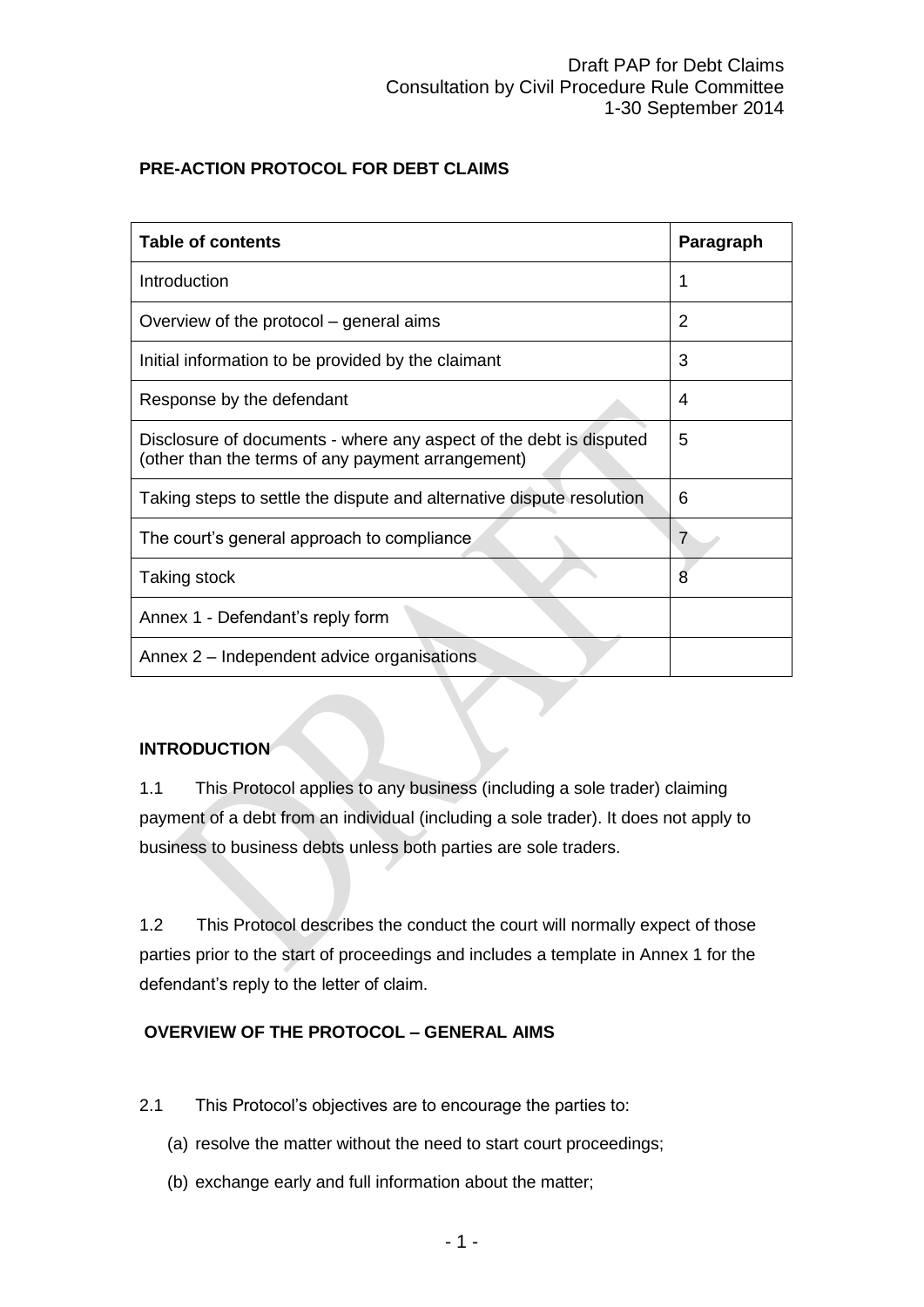# PRE-ACTION PROTOCOL FOR DEBT CLAIMS

| Table of contents | Paragraph |
| --- | --- |
| Introduction | 1 |
| Overview of the protocol – general aims | 2 |
| Initial information to be provided by the claimant | 3 |
| Response by the defendant | 4 |
| Disclosure of documents - where any aspect of the debt is disputed (other than the terms of any payment arrangement) | 5 |
| Taking steps to settle the dispute and alternative dispute resolution | 6 |
| The court's general approach to compliance | 7 |
| Taking stock | 8 |
| Annex 1 - Defendant's reply form | |
| Annex 2 – Independent advice organisations | |

## INTRODUCTION

1.1 This Protocol applies to any business (including a sole trader) claiming payment of a debt from an individual (including a sole trader). It does not apply to business to business debts unless both parties are sole traders.

1.2 This Protocol describes the conduct the court will normally expect of those parties prior to the start of proceedings and includes a template in Annex 1 for the defendant's reply to the letter of claim.

## OVERVIEW OF THE PROTOCOL – GENERAL AIMS

2.1 This Protocol's objectives are to encourage the parties to:

(a) resolve the matter without the need to start court proceedings;

(b) exchange early and full information about the matter;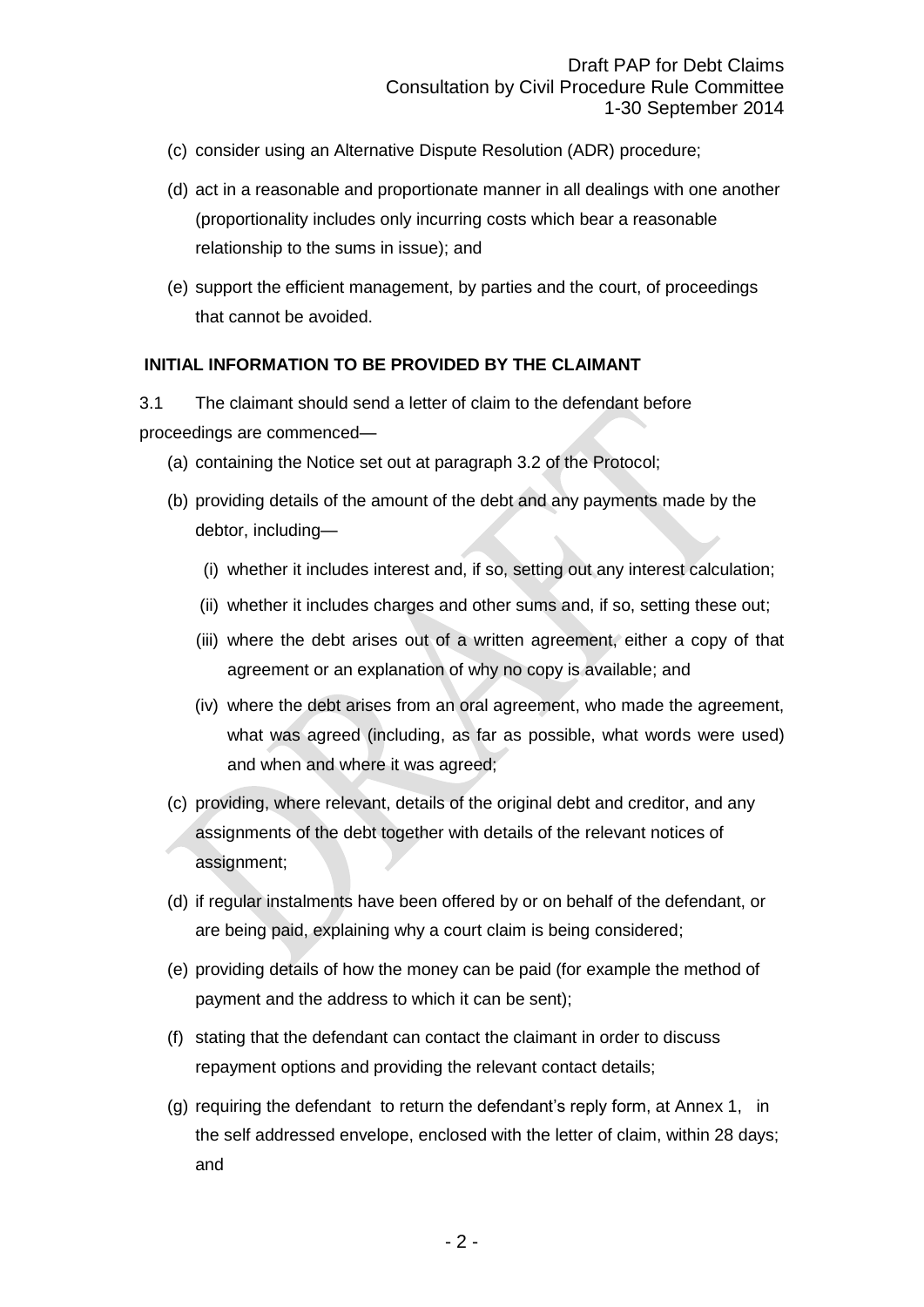(c) consider using an Alternative Dispute Resolution (ADR) procedure;

(d) act in a reasonable and proportionate manner in all dealings with one another (proportionality includes only incurring costs which bear a reasonable relationship to the sums in issue); and

(e) support the efficient management, by parties and the court, of proceedings that cannot be avoided.

**INITIAL INFORMATION TO BE PROVIDED BY THE CLAIMANT**

3.1 The claimant should send a letter of claim to the defendant before proceedings are commenced—

(a) containing the Notice set out at paragraph 3.2 of the Protocol;

(b) providing details of the amount of the debt and any payments made by the debtor, including—

  (i) whether it includes interest and, if so, setting out any interest calculation;

  (ii) whether it includes charges and other sums and, if so, setting these out;

  (iii) where the debt arises out of a written agreement, either a copy of that agreement or an explanation of why no copy is available; and

  (iv) where the debt arises from an oral agreement, who made the agreement, what was agreed (including, as far as possible, what words were used) and when and where it was agreed;

(c) providing, where relevant, details of the original debt and creditor, and any assignments of the debt together with details of the relevant notices of assignment;

(d) if regular instalments have been offered by or on behalf of the defendant, or are being paid, explaining why a court claim is being considered;

(e) providing details of how the money can be paid (for example the method of payment and the address to which it can be sent);

(f) stating that the defendant can contact the claimant in order to discuss repayment options and providing the relevant contact details;

(g) requiring the defendant to return the defendant's reply form, at Annex 1, in the self addressed envelope, enclosed with the letter of claim, within 28 days; and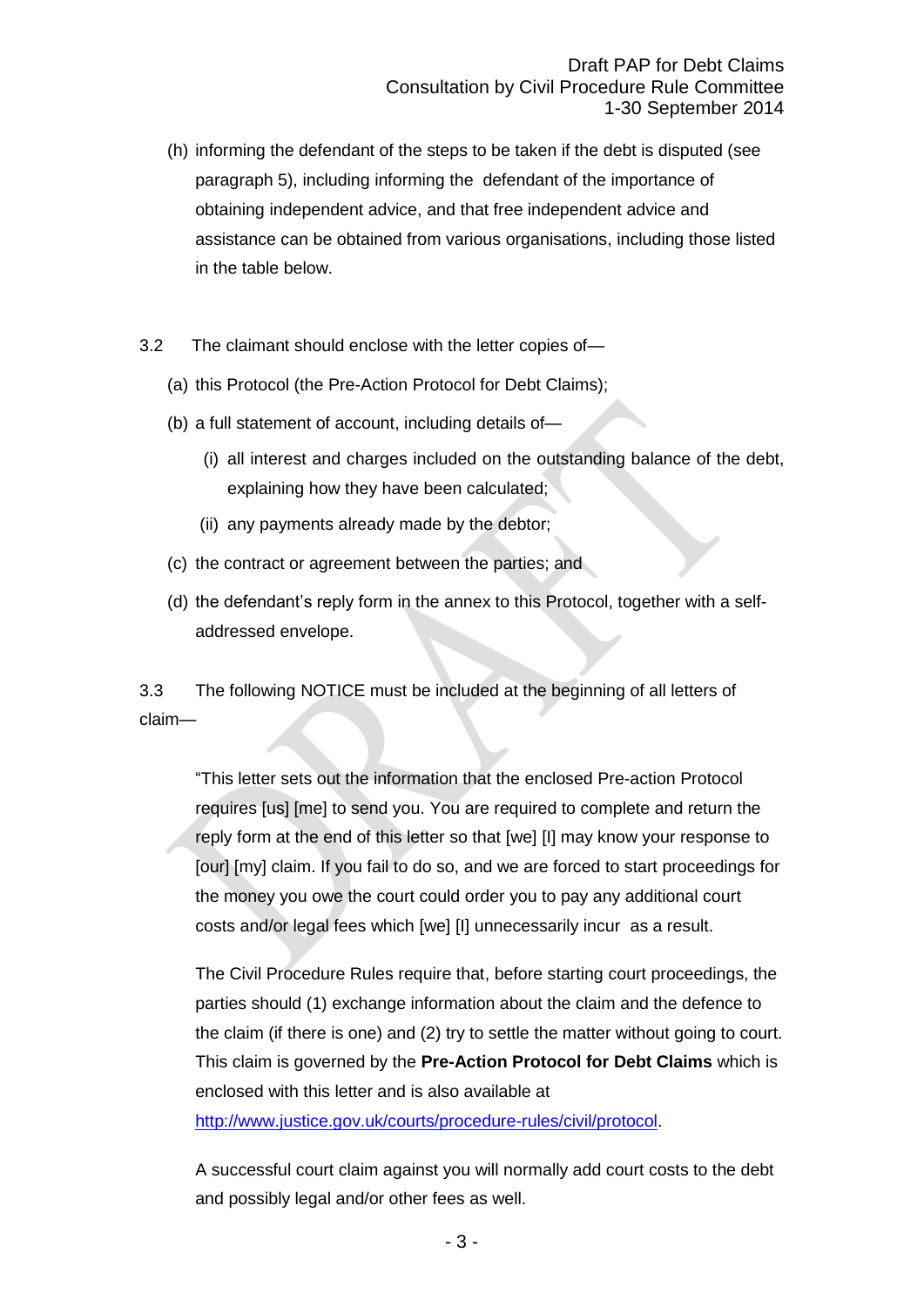(h) informing the defendant of the steps to be taken if the debt is disputed (see paragraph 5), including informing the defendant of the importance of obtaining independent advice, and that free independent advice and assistance can be obtained from various organisations, including those listed in the table below.

3.2 The claimant should enclose with the letter copies of—

(a) this Protocol (the Pre-Action Protocol for Debt Claims);

(b) a full statement of account, including details of—

 (i) all interest and charges included on the outstanding balance of the debt, explaining how they have been calculated;

 (ii) any payments already made by the debtor;

(c) the contract or agreement between the parties; and

(d) the defendant's reply form in the annex to this Protocol, together with a self-addressed envelope.

3.3 The following NOTICE must be included at the beginning of all letters of claim—

> "This letter sets out the information that the enclosed Pre-action Protocol requires [us] [me] to send you. You are required to complete and return the reply form at the end of this letter so that [we] [I] may know your response to [our] [my] claim. If you fail to do so, and we are forced to start proceedings for the money you owe the court could order you to pay any additional court costs and/or legal fees which [we] [I] unnecessarily incur as a result.
>
> The Civil Procedure Rules require that, before starting court proceedings, the parties should (1) exchange information about the claim and the defence to the claim (if there is one) and (2) try to settle the matter without going to court. This claim is governed by the **Pre-Action Protocol for Debt Claims** which is enclosed with this letter and is also available at http://www.justice.gov.uk/courts/procedure-rules/civil/protocol.
>
> A successful court claim against you will normally add court costs to the debt and possibly legal and/or other fees as well.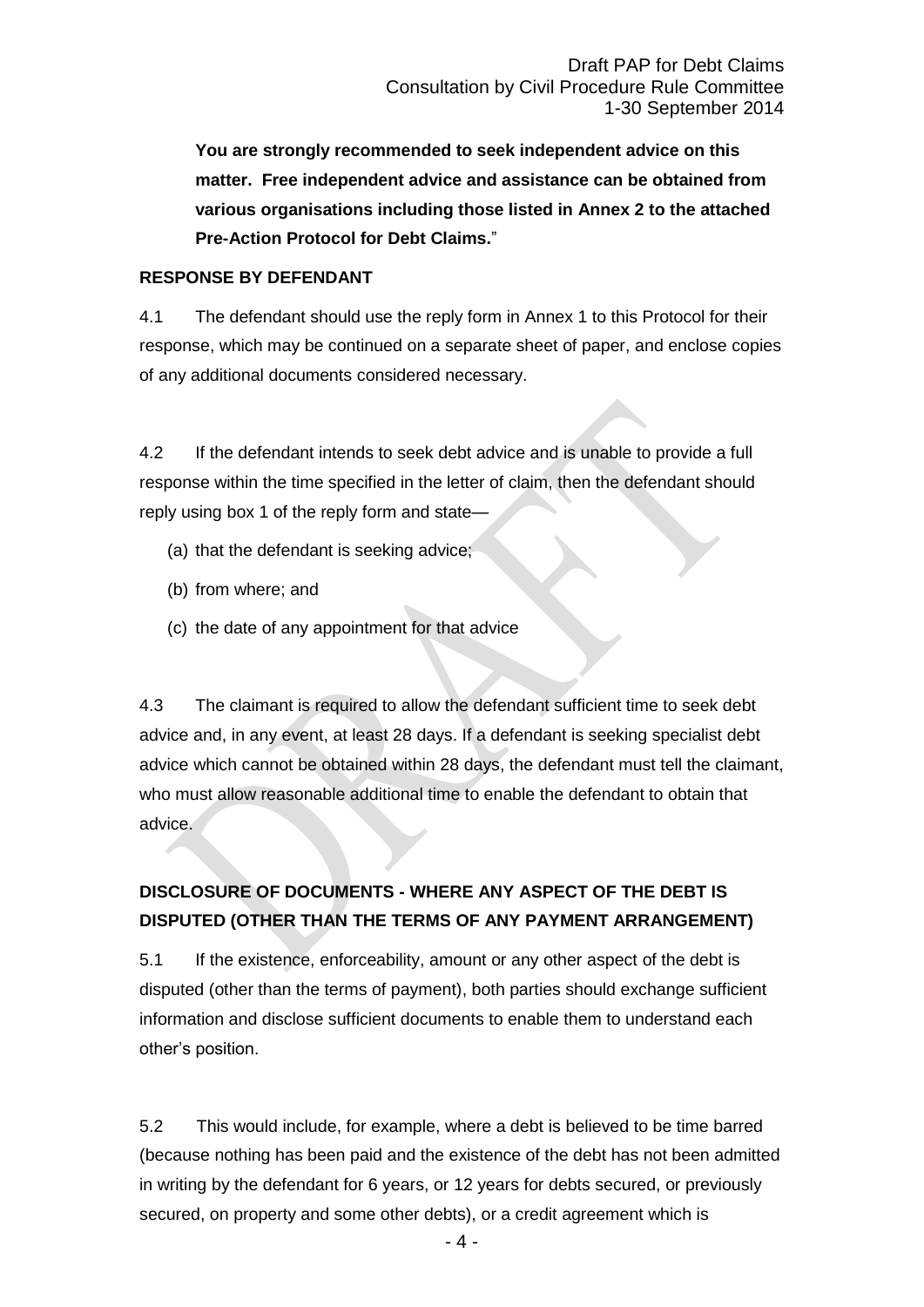**You are strongly recommended to seek independent advice on this matter. Free independent advice and assistance can be obtained from various organisations including those listed in Annex 2 to the attached Pre-Action Protocol for Debt Claims.**"

**RESPONSE BY DEFENDANT**

4.1 The defendant should use the reply form in Annex 1 to this Protocol for their response, which may be continued on a separate sheet of paper, and enclose copies of any additional documents considered necessary.

4.2 If the defendant intends to seek debt advice and is unable to provide a full response within the time specified in the letter of claim, then the defendant should reply using box 1 of the reply form and state—

(a) that the defendant is seeking advice;

(b) from where; and

(c) the date of any appointment for that advice

4.3 The claimant is required to allow the defendant sufficient time to seek debt advice and, in any event, at least 28 days. If a defendant is seeking specialist debt advice which cannot be obtained within 28 days, the defendant must tell the claimant, who must allow reasonable additional time to enable the defendant to obtain that advice.

**DISCLOSURE OF DOCUMENTS - WHERE ANY ASPECT OF THE DEBT IS DISPUTED (OTHER THAN THE TERMS OF ANY PAYMENT ARRANGEMENT)**

5.1 If the existence, enforceability, amount or any other aspect of the debt is disputed (other than the terms of payment), both parties should exchange sufficient information and disclose sufficient documents to enable them to understand each other's position.

5.2 This would include, for example, where a debt is believed to be time barred (because nothing has been paid and the existence of the debt has not been admitted in writing by the defendant for 6 years, or 12 years for debts secured, or previously secured, on property and some other debts), or a credit agreement which is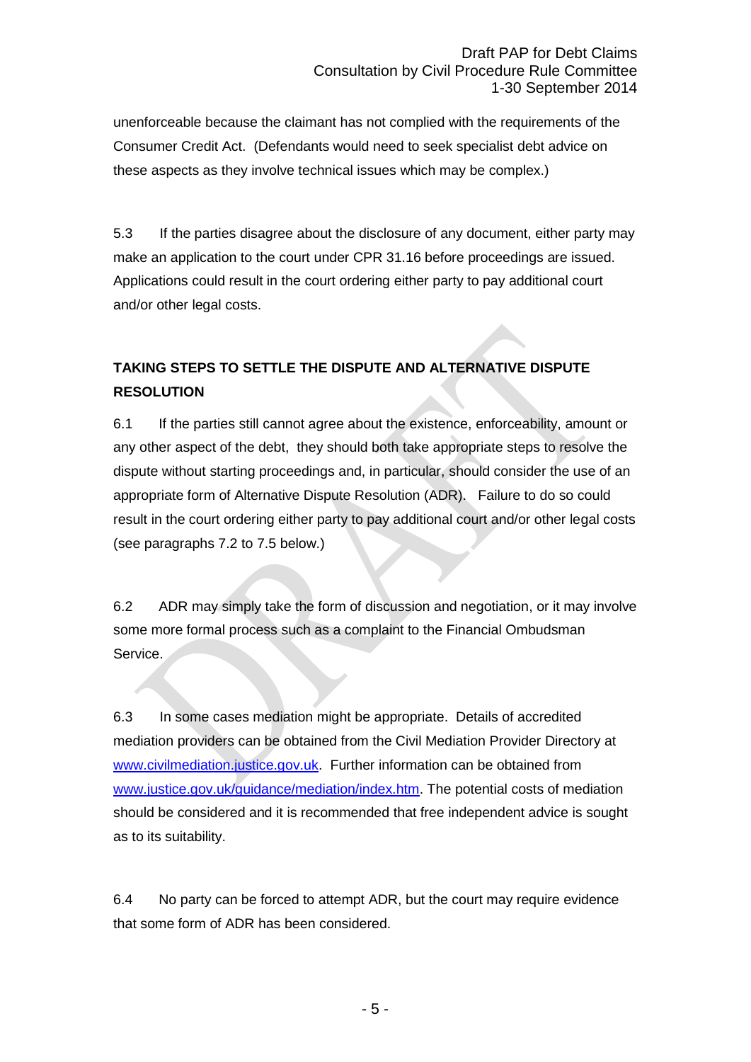unenforceable because the claimant has not complied with the requirements of the Consumer Credit Act. (Defendants would need to seek specialist debt advice on these aspects as they involve technical issues which may be complex.)

5.3 If the parties disagree about the disclosure of any document, either party may make an application to the court under CPR 31.16 before proceedings are issued. Applications could result in the court ordering either party to pay additional court and/or other legal costs.

## TAKING STEPS TO SETTLE THE DISPUTE AND ALTERNATIVE DISPUTE RESOLUTION

6.1 If the parties still cannot agree about the existence, enforceability, amount or any other aspect of the debt, they should both take appropriate steps to resolve the dispute without starting proceedings and, in particular, should consider the use of an appropriate form of Alternative Dispute Resolution (ADR). Failure to do so could result in the court ordering either party to pay additional court and/or other legal costs (see paragraphs 7.2 to 7.5 below.)

6.2 ADR may simply take the form of discussion and negotiation, or it may involve some more formal process such as a complaint to the Financial Ombudsman Service.

6.3 In some cases mediation might be appropriate. Details of accredited mediation providers can be obtained from the Civil Mediation Provider Directory at [www.civilmediation.justice.gov.uk](http://www.civilmediation.justice.gov.uk). Further information can be obtained from [www.justice.gov.uk/guidance/mediation/index.htm](http://www.justice.gov.uk/guidance/mediation/index.htm). The potential costs of mediation should be considered and it is recommended that free independent advice is sought as to its suitability.

6.4 No party can be forced to attempt ADR, but the court may require evidence that some form of ADR has been considered.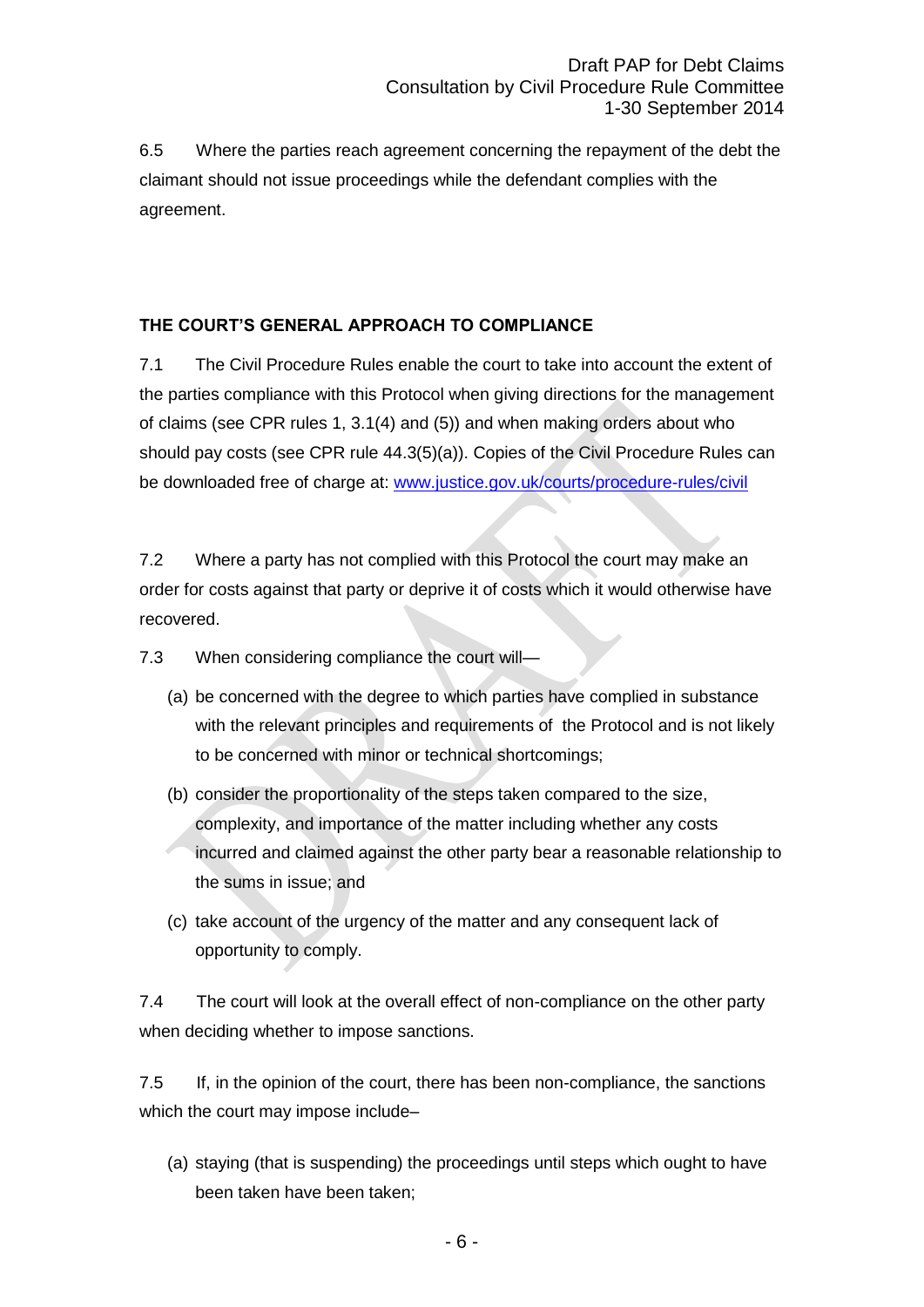6.5 Where the parties reach agreement concerning the repayment of the debt the claimant should not issue proceedings while the defendant complies with the agreement.

**THE COURT'S GENERAL APPROACH TO COMPLIANCE**

7.1 The Civil Procedure Rules enable the court to take into account the extent of the parties compliance with this Protocol when giving directions for the management of claims (see CPR rules 1, 3.1(4) and (5)) and when making orders about who should pay costs (see CPR rule 44.3(5)(a)). Copies of the Civil Procedure Rules can be downloaded free of charge at: [www.justice.gov.uk/courts/procedure-rules/civil](www.justice.gov.uk/courts/procedure-rules/civil)

7.2 Where a party has not complied with this Protocol the court may make an order for costs against that party or deprive it of costs which it would otherwise have recovered.

7.3 When considering compliance the court will—

(a) be concerned with the degree to which parties have complied in substance with the relevant principles and requirements of the Protocol and is not likely to be concerned with minor or technical shortcomings;

(b) consider the proportionality of the steps taken compared to the size, complexity, and importance of the matter including whether any costs incurred and claimed against the other party bear a reasonable relationship to the sums in issue; and

(c) take account of the urgency of the matter and any consequent lack of opportunity to comply.

7.4 The court will look at the overall effect of non-compliance on the other party when deciding whether to impose sanctions.

7.5 If, in the opinion of the court, there has been non-compliance, the sanctions which the court may impose include–

(a) staying (that is suspending) the proceedings until steps which ought to have been taken have been taken;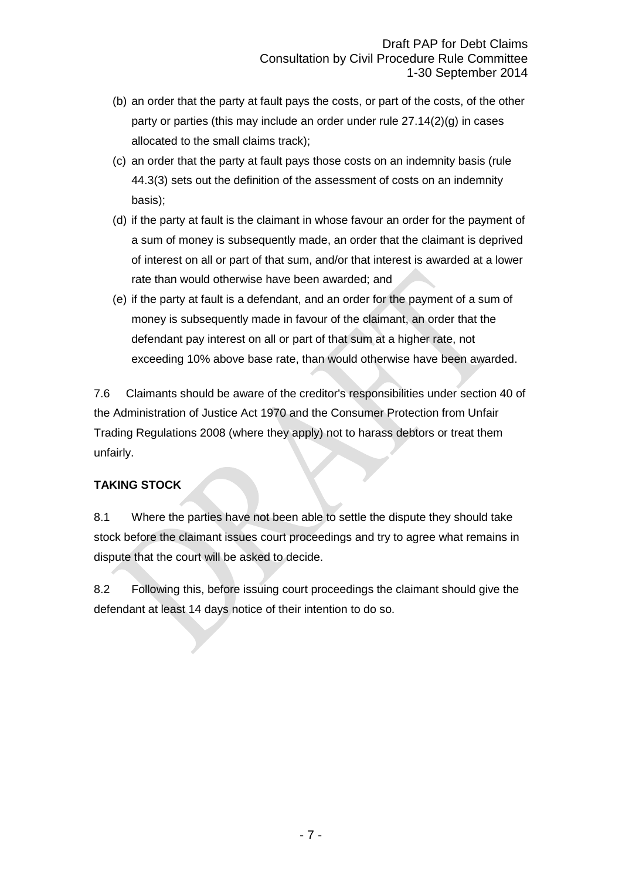(b) an order that the party at fault pays the costs, or part of the costs, of the other party or parties (this may include an order under rule 27.14(2)(g) in cases allocated to the small claims track);

(c) an order that the party at fault pays those costs on an indemnity basis (rule 44.3(3) sets out the definition of the assessment of costs on an indemnity basis);

(d) if the party at fault is the claimant in whose favour an order for the payment of a sum of money is subsequently made, an order that the claimant is deprived of interest on all or part of that sum, and/or that interest is awarded at a lower rate than would otherwise have been awarded; and

(e) if the party at fault is a defendant, and an order for the payment of a sum of money is subsequently made in favour of the claimant, an order that the defendant pay interest on all or part of that sum at a higher rate, not exceeding 10% above base rate, than would otherwise have been awarded.

7.6 Claimants should be aware of the creditor's responsibilities under section 40 of the Administration of Justice Act 1970 and the Consumer Protection from Unfair Trading Regulations 2008 (where they apply) not to harass debtors or treat them unfairly.

**TAKING STOCK**

8.1 Where the parties have not been able to settle the dispute they should take stock before the claimant issues court proceedings and try to agree what remains in dispute that the court will be asked to decide.

8.2 Following this, before issuing court proceedings the claimant should give the defendant at least 14 days notice of their intention to do so.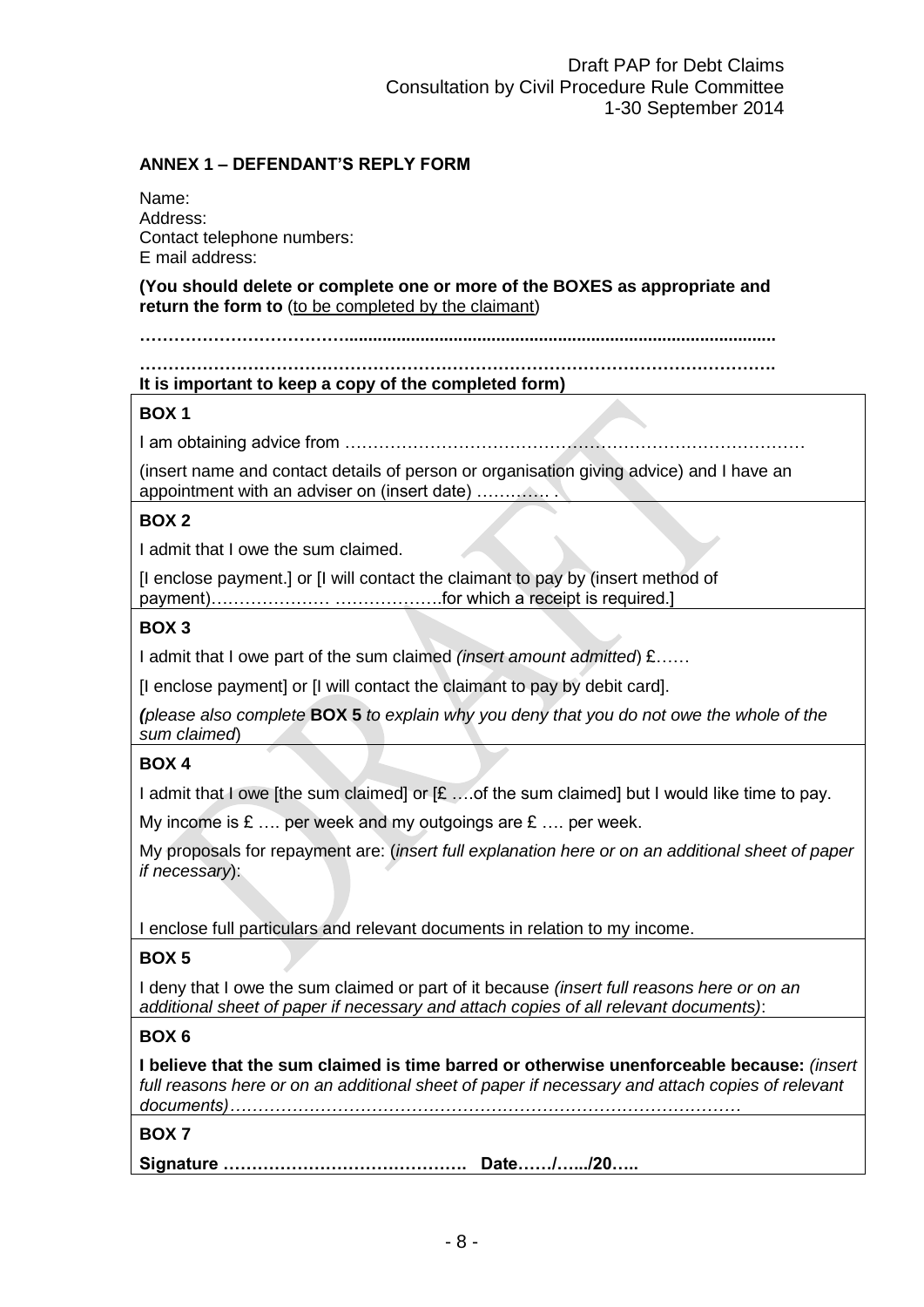## ANNEX 1 – DEFENDANT'S REPLY FORM

Name:
Address:
Contact telephone numbers:
E mail address:

**(You should delete or complete one or more of the BOXES as appropriate and return the form to** (to be completed by the claimant)

**…………………………........................................................................................**

**……………………………………………………………………………………………….**
**It is important to keep a copy of the completed form)**

**BOX 1**

I am obtaining advice from ………………………………………………………………………

(insert name and contact details of person or organisation giving advice) and I have an appointment with an adviser on (insert date) …………. .

**BOX 2**

I admit that I owe the sum claimed.

[I enclose payment.] or [I will contact the claimant to pay by (insert method of payment)………………… ……………….for which a receipt is required.]

**BOX 3**

I admit that I owe part of the sum claimed *(insert amount admitted*) £……

[I enclose payment] or [I will contact the claimant to pay by debit card].

***(****please also complete* **BOX 5** *to explain why you deny that you do not owe the whole of the sum claimed*)

**BOX 4**

I admit that I owe [the sum claimed] or [£ ….of the sum claimed] but I would like time to pay.

My income is £ …. per week and my outgoings are £ …. per week.

My proposals for repayment are: (*insert full explanation here or on an additional sheet of paper if necessary*):

I enclose full particulars and relevant documents in relation to my income.

**BOX 5**

I deny that I owe the sum claimed or part of it because *(insert full reasons here or on an additional sheet of paper if necessary and attach copies of all relevant documents)*:

**BOX 6**

**I believe that the sum claimed is time barred or otherwise unenforceable because:** *(insert full reasons here or on an additional sheet of paper if necessary and attach copies of relevant documents)………………………………………………………………………………*

**BOX 7**

**Signature ……………………………………. Date……/…../20…..**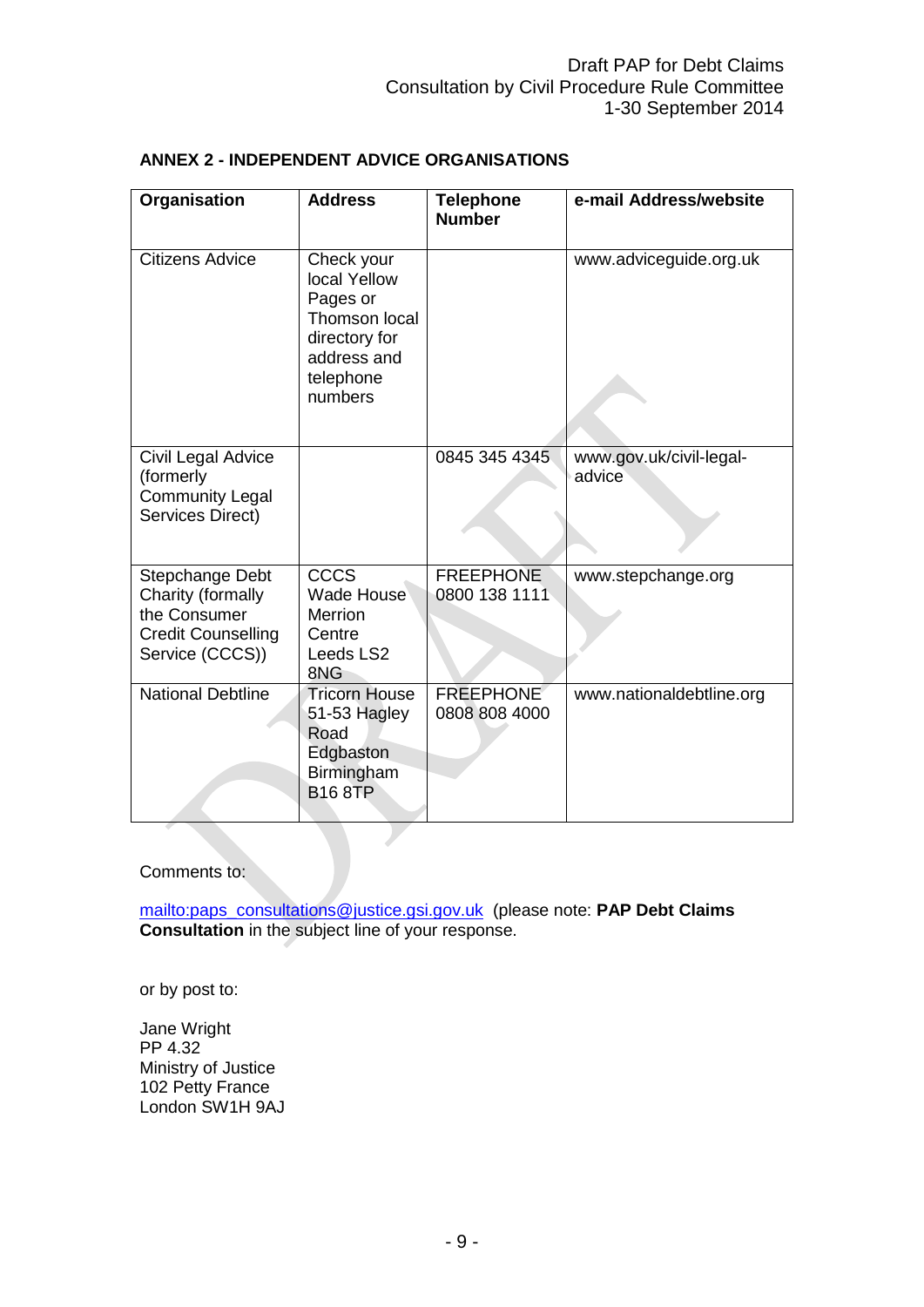## ANNEX 2 - INDEPENDENT ADVICE ORGANISATIONS

| Organisation | Address | Telephone Number | e-mail Address/website |
|---|---|---|---|
| Citizens Advice | Check your local Yellow Pages or Thomson local directory for address and telephone numbers | | www.adviceguide.org.uk |
| Civil Legal Advice (formerly Community Legal Services Direct) | | 0845 345 4345 | www.gov.uk/civil-legal-advice |
| Stepchange Debt Charity (formally the Consumer Credit Counselling Service (CCCS)) | CCCS Wade House Merrion Centre Leeds LS2 8NG | FREEPHONE 0800 138 1111 | www.stepchange.org |
| National Debtline | Tricorn House 51-53 Hagley Road Edgbaston Birmingham B16 8TP | FREEPHONE 0808 808 4000 | www.nationaldebtline.org |

Comments to:

mailto:paps_consultations@justice.gsi.gov.uk (please note: **PAP Debt Claims Consultation** in the subject line of your response.

or by post to:

Jane Wright
PP 4.32
Ministry of Justice
102 Petty France
London SW1H 9AJ